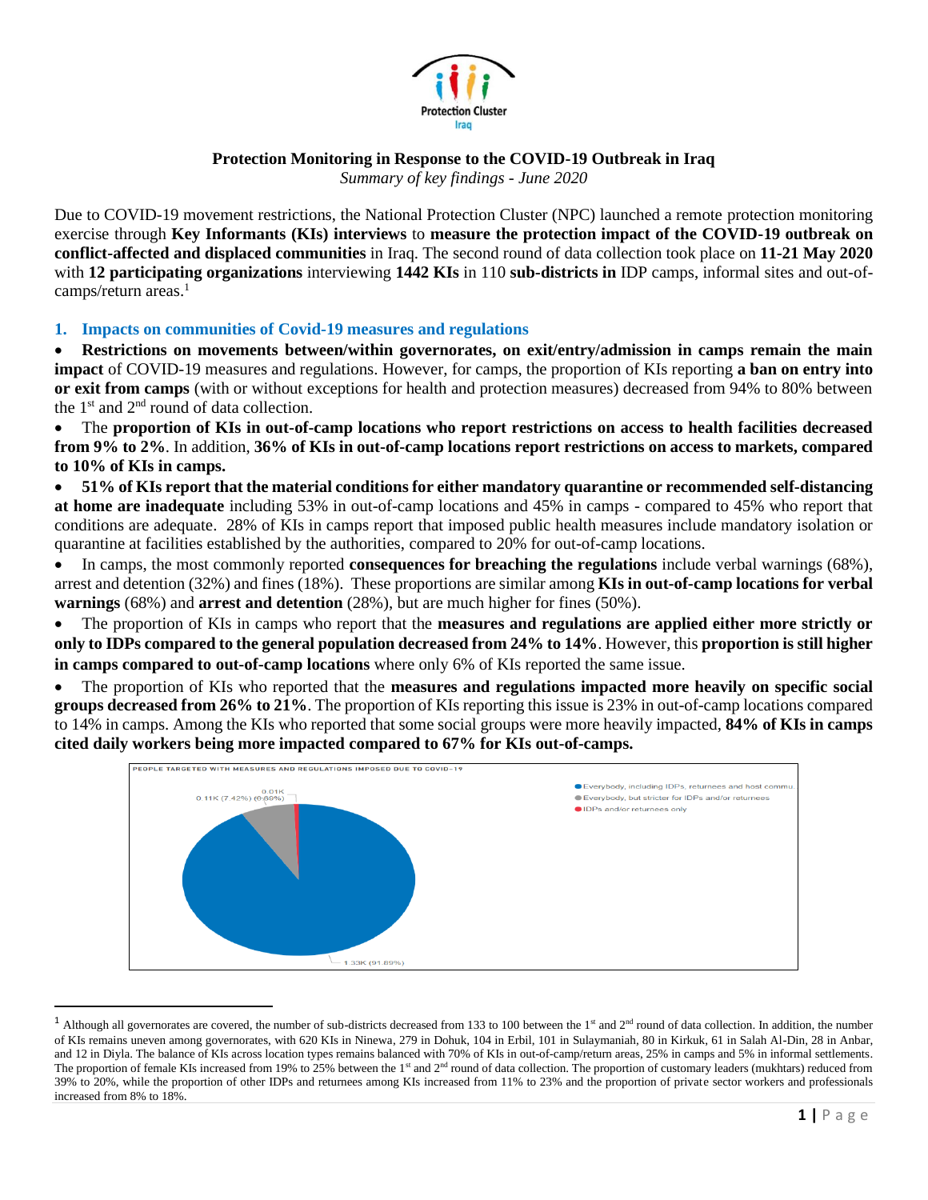Protection Cluster
Iraq

# Protection Monitoring in Response to the COVID-19 Outbreak in Iraq

*Summary of key findings - June 2020*

Due to COVID-19 movement restrictions, the National Protection Cluster (NPC) launched a remote protection monitoring exercise through **Key Informants (KIs) interviews** to **measure the protection impact of the COVID-19 outbreak on conflict-affected and displaced communities** in Iraq. The second round of data collection took place on **11-21 May 2020** with **12 participating organizations** interviewing **1442 KIs** in 110 **sub-districts in** IDP camps, informal sites and out-of-camps/return areas.[1]

## 1. Impacts on communities of Covid-19 measures and regulations

- **Restrictions on movements between/within governorates, on exit/entry/admission in camps remain the main impact** of COVID-19 measures and regulations. However, for camps, the proportion of KIs reporting **a ban on entry into or exit from camps** (with or without exceptions for health and protection measures) decreased from 94% to 80% between the 1st and 2nd round of data collection.
- The **proportion of KIs in out-of-camp locations who report restrictions on access to health facilities decreased from 9% to 2%**. In addition, **36% of KIs in out-of-camp locations report restrictions on access to markets, compared to 10% of KIs in camps.**
- **51% of KIs report that the material conditions for either mandatory quarantine or recommended self-distancing at home are inadequate** including 53% in out-of-camp locations and 45% in camps - compared to 45% who report that conditions are adequate. 28% of KIs in camps report that imposed public health measures include mandatory isolation or quarantine at facilities established by the authorities, compared to 20% for out-of-camp locations.
- In camps, the most commonly reported **consequences for breaching the regulations** include verbal warnings (68%), arrest and detention (32%) and fines (18%). These proportions are similar among **KIs in out-of-camp locations for verbal warnings** (68%) and **arrest and detention** (28%), but are much higher for fines (50%).
- The proportion of KIs in camps who report that the **measures and regulations are applied either more strictly or only to IDPs compared to the general population decreased from 24% to 14%**. However, this **proportion is still higher in camps compared to out-of-camp locations** where only 6% of KIs reported the same issue.
- The proportion of KIs who reported that the **measures and regulations impacted more heavily on specific social groups decreased from 26% to 21%**. The proportion of KIs reporting this issue is 23% in out-of-camp locations compared to 14% in camps. Among the KIs who reported that some social groups were more heavily impacted, **84% of KIs in camps cited daily workers being more impacted compared to 67% for KIs out-of-camps.**

PEOPLE TARGETED WITH MEASURES AND REGULATIONS IMPOSED DUE TO COVID-19

- Everybody, including IDPs, returnees and host commu...: 1.33K (91.89%)
- Everybody, but stricter for IDPs and/or returnees: 0.11K (7.42%)
- IDPs and/or returnees only: 0.01K (0.69%)

---

[1] Although all governorates are covered, the number of sub-districts decreased from 133 to 100 between the 1st and 2nd round of data collection. In addition, the number of KIs remains uneven among governorates, with 620 KIs in Ninewa, 279 in Dohuk, 104 in Erbil, 101 in Sulaymaniah, 80 in Kirkuk, 61 in Salah Al-Din, 28 in Anbar, and 12 in Diyla. The balance of KIs across location types remains balanced with 70% of KIs in out-of-camp/return areas, 25% in camps and 5% in informal settlements. The proportion of female KIs increased from 19% to 25% between the 1st and 2nd round of data collection. The proportion of customary leaders (mukhtars) reduced from 39% to 20%, while the proportion of other IDPs and returnees among KIs increased from 11% to 23% and the proportion of private sector workers and professionals increased from 8% to 18%.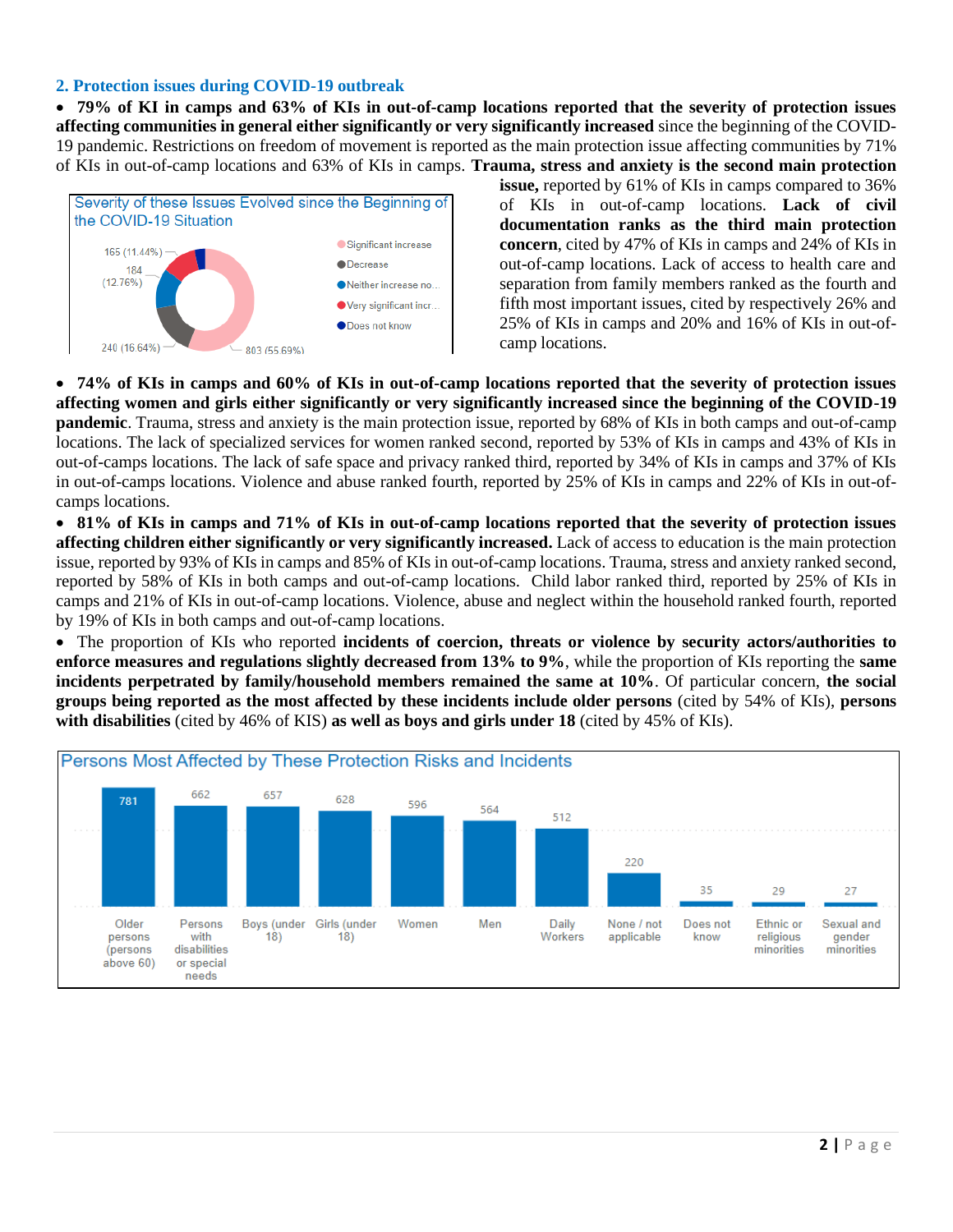## 2. Protection issues during COVID-19 outbreak

- **79% of KI in camps and 63% of KIs in out-of-camp locations reported that the severity of protection issues affecting communities in general either significantly or very significantly increased** since the beginning of the COVID-19 pandemic. Restrictions on freedom of movement is reported as the main protection issue affecting communities by 71% of KIs in out-of-camp locations and 63% of KIs in camps. **Trauma, stress and anxiety is the second main protection issue,** reported by 61% of KIs in camps compared to 36% of KIs in out-of-camp locations. **Lack of civil documentation ranks as the third main protection concern**, cited by 47% of KIs in camps and 24% of KIs in out-of-camp locations. Lack of access to health care and separation from family members ranked as the fourth and fifth most important issues, cited by respectively 26% and 25% of KIs in camps and 20% and 16% of KIs in out-of-camp locations.

**Severity of these Issues Evolved since the Beginning of the COVID-19 Situation**

| Response | Count (%) |
|---|---|
| Significant increase | 803 (55.69%) |
| Decrease | 240 (16.64%) |
| Neither increase no... | 184 (12.76%) |
| Very significant incr... | 165 (11.44%) |
| Does not know | |

- **74% of KIs in camps and 60% of KIs in out-of-camp locations reported that the severity of protection issues affecting women and girls either significantly or very significantly increased since the beginning of the COVID-19 pandemic**. Trauma, stress and anxiety is the main protection issue, reported by 68% of KIs in both camps and out-of-camp locations. The lack of specialized services for women ranked second, reported by 53% of KIs in camps and 43% of KIs in out-of-camps locations. The lack of safe space and privacy ranked third, reported by 34% of KIs in camps and 37% of KIs in out-of-camps locations. Violence and abuse ranked fourth, reported by 25% of KIs in camps and 22% of KIs in out-of-camps locations.
- **81% of KIs in camps and 71% of KIs in out-of-camp locations reported that the severity of protection issues affecting children either significantly or very significantly increased.** Lack of access to education is the main protection issue, reported by 93% of KIs in camps and 85% of KIs in out-of-camp locations. Trauma, stress and anxiety ranked second, reported by 58% of KIs in both camps and out-of-camp locations. Child labor ranked third, reported by 25% of KIs in camps and 21% of KIs in out-of-camp locations. Violence, abuse and neglect within the household ranked fourth, reported by 19% of KIs in both camps and out-of-camp locations.
- The proportion of KIs who reported **incidents of coercion, threats or violence by security actors/authorities to enforce measures and regulations slightly decreased from 13% to 9%**, while the proportion of KIs reporting the **same incidents perpetrated by family/household members remained the same at 10%**. Of particular concern, **the social groups being reported as the most affected by these incidents include older persons** (cited by 54% of KIs), **persons with disabilities** (cited by 46% of KIS) **as well as boys and girls under 18** (cited by 45% of KIs).

**Persons Most Affected by These Protection Risks and Incidents**

| Group | Count |
|---|---|
| Older persons (persons above 60) | 781 |
| Persons with disabilities or special needs | 662 |
| Boys (under 18) | 657 |
| Girls (under 18) | 628 |
| Women | 596 |
| Men | 564 |
| Daily Workers | 512 |
| None / not applicable | 220 |
| Does not know | 35 |
| Ethnic or religious minorities | 29 |
| Sexual and gender minorities | 27 |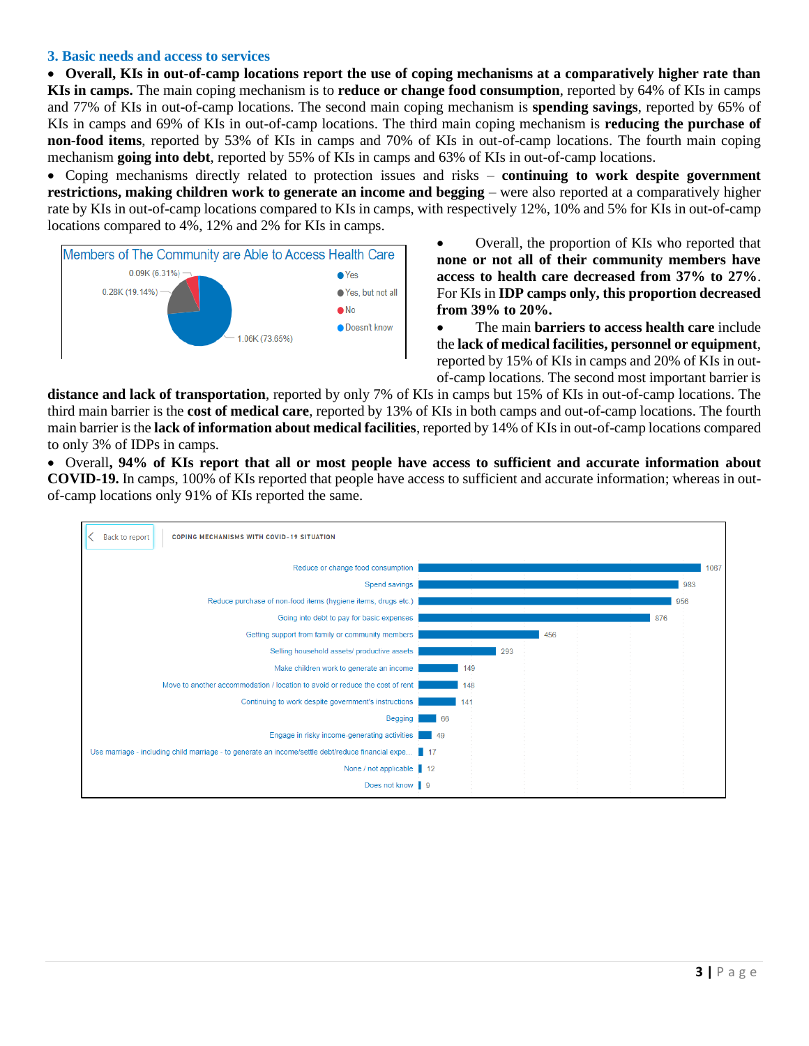### 3. Basic needs and access to services

- **Overall, KIs in out-of-camp locations report the use of coping mechanisms at a comparatively higher rate than KIs in camps.** The main coping mechanism is to **reduce or change food consumption**, reported by 64% of KIs in camps and 77% of KIs in out-of-camp locations. The second main coping mechanism is **spending savings**, reported by 65% of KIs in camps and 69% of KIs in out-of-camp locations. The third main coping mechanism is **reducing the purchase of non-food items**, reported by 53% of KIs in camps and 70% of KIs in out-of-camp locations. The fourth main coping mechanism **going into debt**, reported by 55% of KIs in camps and 63% of KIs in out-of-camp locations.
- Coping mechanisms directly related to protection issues and risks – **continuing to work despite government restrictions, making children work to generate an income and begging** – were also reported at a comparatively higher rate by KIs in out-of-camp locations compared to KIs in camps, with respectively 12%, 10% and 5% for KIs in out-of-camp locations compared to 4%, 12% and 2% for KIs in camps.

Members of The Community are Able to Access Health Care

0.09K (6.31%)
0.28K (19.14%)
1.06K (73.65%)
Yes
Yes, but not all
No
Doesn't know

- Overall, the proportion of KIs who reported that **none or not all of their community members have access to health care decreased from 37% to 27%**. For KIs in **IDP camps only, this proportion decreased from 39% to 20%.**
- The main **barriers to access health care** include the **lack of medical facilities, personnel or equipment**, reported by 15% of KIs in camps and 20% of KIs in out-of-camp locations. The second most important barrier is **distance and lack of transportation**, reported by only 7% of KIs in camps but 15% of KIs in out-of-camp locations. The third main barrier is the **cost of medical care**, reported by 13% of KIs in both camps and out-of-camp locations. The fourth main barrier is the **lack of information about medical facilities**, reported by 14% of KIs in out-of-camp locations compared to only 3% of IDPs in camps.
- Overall**, 94% of KIs report that all or most people have access to sufficient and accurate information about COVID-19.** In camps, 100% of KIs reported that people have access to sufficient and accurate information; whereas in out-of-camp locations only 91% of KIs reported the same.

Back to report

COPING MECHANISMS WITH COVID-19 SITUATION

Reduce or change food consumption 1067
Spend savings 983
Reduce purchase of non-food items (hygiene items, drugs etc.) 956
Going into debt to pay for basic expenses 876
Getting support from family or community members 456
Selling household assets/ productive assets 293
Make children work to generate an income 149
Move to another accommodation / location to avoid or reduce the cost of rent 148
Continuing to work despite government's instructions 141
Begging 66
Engage in risky income-generating activities 49
Use marriage - including child marriage - to generate an income/settle debt/reduce financial expe... 17
None / not applicable 12
Does not know 9